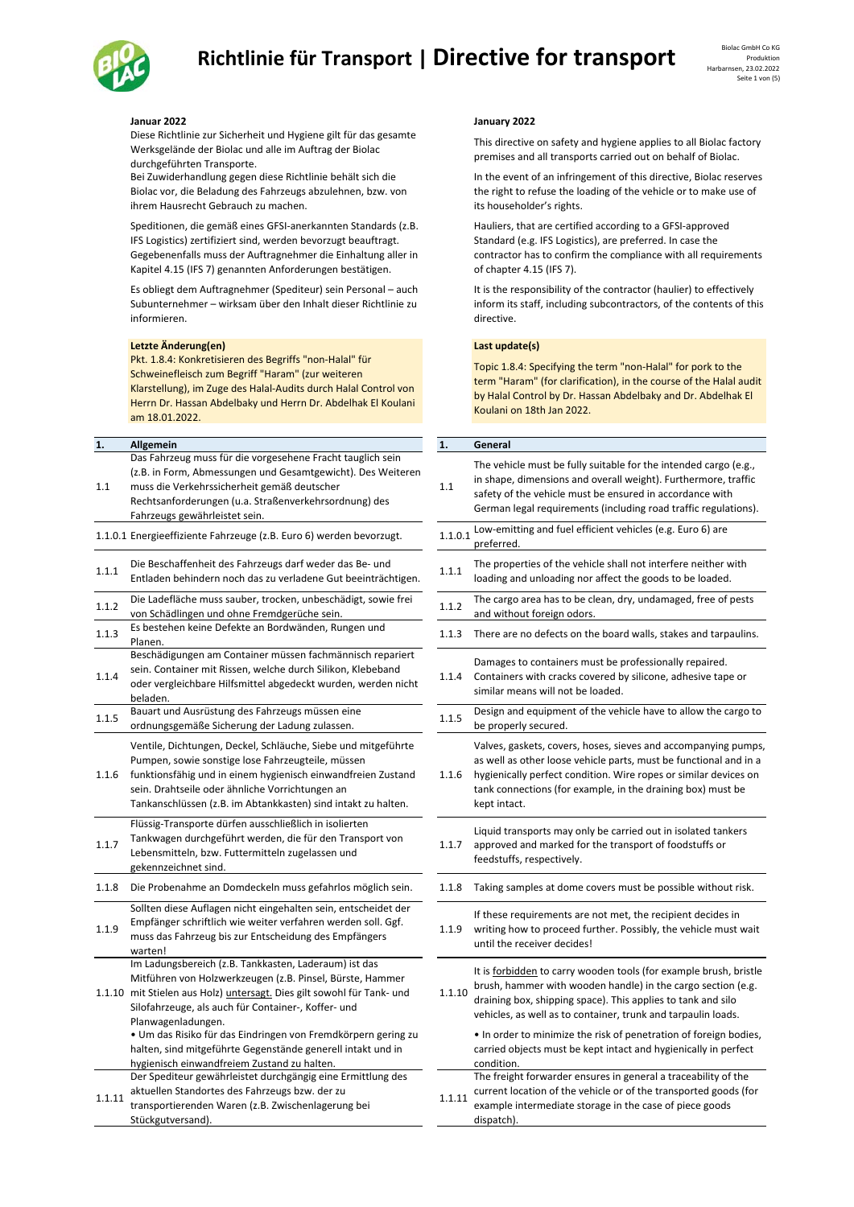# Richtlinie für Transport | Directive for transport

**Januar 2022**

Diese Richtlinie zur Sicherheit und Hygiene gilt für das gesamte Werksgelände der Biolac und alle im Auftrag der Biolac durchgeführten Transporte.
Bei Zuwiderhandlung gegen diese Richtlinie behält sich die Biolac vor, die Beladung des Fahrzeugs abzulehnen, bzw. von ihrem Hausrecht Gebrauch zu machen.

Speditionen, die gemäß eines GFSI-anerkannten Standards (z.B. IFS Logistics) zertifiziert sind, werden bevorzugt beauftragt. Gegebenenfalls muss der Auftragnehmer die Einhaltung aller in Kapitel 4.15 (IFS 7) genannten Anforderungen bestätigen.

Es obliegt dem Auftragnehmer (Spediteur) sein Personal – auch Subunternehmer – wirksam über den Inhalt dieser Richtlinie zu informieren.

**Letzte Änderung(en)**

Pkt. 1.8.4: Konkretisieren des Begriffs "non-Halal" für Schweinefleisch zum Begriff "Haram" (zur weiteren Klarstellung), im Zuge des Halal-Audits durch Halal Control von Herrn Dr. Hassan Abdelbaky und Herrn Dr. Abdelhak El Koulani am 18.01.2022.

**January 2022**

This directive on safety and hygiene applies to all Biolac factory premises and all transports carried out on behalf of Biolac.

In the event of an infringement of this directive, Biolac reserves the right to refuse the loading of the vehicle or to make use of its householder's rights.

Hauliers, that are certified according to a GFSI-approved Standard (e.g. IFS Logistics), are preferred. In case the contractor has to confirm the compliance with all requirements of chapter 4.15 (IFS 7).

It is the responsibility of the contractor (haulier) to effectively inform its staff, including subcontractors, of the contents of this directive.

**Last update(s)**

Topic 1.8.4: Specifying the term "non-Halal" for pork to the term "Haram" (for clarification), in the course of the Halal audit by Halal Control by Dr. Hassan Abdelbaky and Dr. Abdelhak El Koulani on 18th Jan 2022.

| 1. | Allgemein | 1. | General |
|---|---|---|---|
| 1.1 | Das Fahrzeug muss für die vorgesehene Fracht tauglich sein (z.B. in Form, Abmessungen und Gesamtgewicht). Des Weiteren muss die Verkehrssicherheit gemäß deutscher Rechtsanforderungen (u.a. Straßenverkehrsordnung) des Fahrzeugs gewährleistet sein. | 1.1 | The vehicle must be fully suitable for the intended cargo (e.g., in shape, dimensions and overall weight). Furthermore, traffic safety of the vehicle must be ensured in accordance with German legal requirements (including road traffic regulations). |
| 1.1.0.1 | Energieeffiziente Fahrzeuge (z.B. Euro 6) werden bevorzugt. | 1.1.0.1 | Low-emitting and fuel efficient vehicles (e.g. Euro 6) are preferred. |
| 1.1.1 | Die Beschaffenheit des Fahrzeugs darf weder das Be- und Entladen behindern noch das zu verladene Gut beeinträchtigen. | 1.1.1 | The properties of the vehicle shall not interfere neither with loading and unloading nor affect the goods to be loaded. |
| 1.1.2 | Die Ladefläche muss sauber, trocken, unbeschädigt, sowie frei von Schädlingen und ohne Fremdgerüche sein. | 1.1.2 | The cargo area has to be clean, dry, undamaged, free of pests and without foreign odors. |
| 1.1.3 | Es bestehen keine Defekte an Bordwänden, Rungen und Planen. | 1.1.3 | There are no defects on the board walls, stakes and tarpaulins. |
| 1.1.4 | Beschädigungen am Container müssen fachmännisch repariert sein. Container mit Rissen, welche durch Silikon, Klebeband oder vergleichbare Hilfsmittel abgedeckt wurden, werden nicht beladen. | 1.1.4 | Damages to containers must be professionally repaired. Containers with cracks covered by silicone, adhesive tape or similar means will not be loaded. |
| 1.1.5 | Bauart und Ausrüstung des Fahrzeugs müssen eine ordnungsgemäße Sicherung der Ladung zulassen. | 1.1.5 | Design and equipment of the vehicle have to allow the cargo to be properly secured. |
| 1.1.6 | Ventile, Dichtungen, Deckel, Schläuche, Siebe und mitgeführte Pumpen, sowie sonstige lose Fahrzeugteile, müssen funktionsfähig und in einem hygienisch einwandfreien Zustand sein. Drahtseile oder ähnliche Vorrichtungen an Tankanschlüssen (z.B. im Abtankkasten) sind intakt zu halten. | 1.1.6 | Valves, gaskets, covers, hoses, sieves and accompanying pumps, as well as other loose vehicle parts, must be functional and in a hygienically perfect condition. Wire ropes or similar devices on tank connections (for example, in the draining box) must be kept intact. |
| 1.1.7 | Flüssig-Transporte dürfen ausschließlich in isolierten Tankwagen durchgeführt werden, die für den Transport von Lebensmitteln, bzw. Futtermitteln zugelassen und gekennzeichnet sind. | 1.1.7 | Liquid transports may only be carried out in isolated tankers approved and marked for the transport of foodstuffs or feedstuffs, respectively. |
| 1.1.8 | Die Probenahme an Domdeckeln muss gefahrlos möglich sein. | 1.1.8 | Taking samples at dome covers must be possible without risk. |
| 1.1.9 | Sollten diese Auflagen nicht eingehalten sein, entscheidet der Empfänger schriftlich wie weiter verfahren werden soll. Ggf. muss das Fahrzeug bis zur Entscheidung des Empfängers warten! | 1.1.9 | If these requirements are not met, the recipient decides in writing how to proceed further. Possibly, the vehicle must wait until the receiver decides! |
| 1.1.10 | Im Ladungsbereich (z.B. Tankkasten, Laderaum) ist das Mitführen von Holzwerkzeugen (z.B. Pinsel, Bürste, Hammer mit Stielen aus Holz) <u>untersagt.</u> Dies gilt sowohl für Tank- und Silofahrzeuge, als auch für Container-, Koffer- und Planwagenladungen.<br>• Um das Risiko für das Eindringen von Fremdkörpern gering zu halten, sind mitgeführte Gegenstände generell intakt und in hygienisch einwandfreiem Zustand zu halten. | 1.1.10 | It is <u>forbidden</u> to carry wooden tools (for example brush, bristle brush, hammer with wooden handle) in the cargo section (e.g. draining box, shipping space). This applies to tank and silo vehicles, as well as to container, trunk and tarpaulin loads.<br>• In order to minimize the risk of penetration of foreign bodies, carried objects must be kept intact and hygienically in perfect condition. |
| 1.1.11 | Der Spediteur gewährleistet durchgängig eine Ermittlung des aktuellen Standortes des Fahrzeugs bzw. der zu transportierenden Waren (z.B. Zwischenlagerung bei Stückgutversand). | 1.1.11 | The freight forwarder ensures in general a traceability of the current location of the vehicle or of the transported goods (for example intermediate storage in the case of piece goods dispatch). |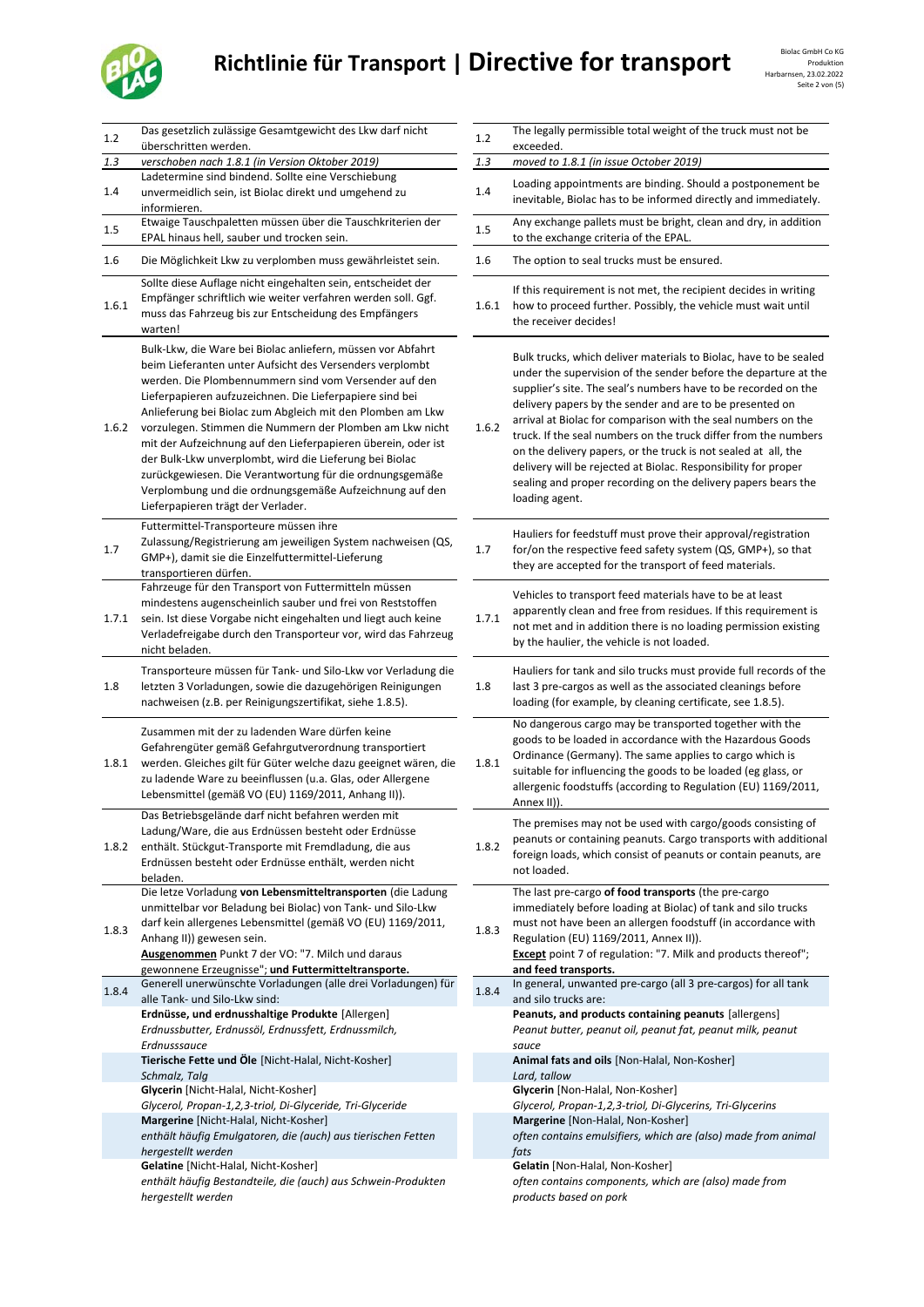# Richtlinie für Transport | Directive for transport

| Nr. | Deutsch | Nr. | English |
|---|---|---|---|
| 1.2 | Das gesetzlich zulässige Gesamtgewicht des Lkw darf nicht überschritten werden. | 1.2 | The legally permissible total weight of the truck must not be exceeded. |
| *1.3* | *verschoben nach 1.8.1 (in Version Oktober 2019)* | *1.3* | *moved to 1.8.1 (in issue October 2019)* |
| 1.4 | Ladetermine sind bindend. Sollte eine Verschiebung unvermeidlich sein, ist Biolac direkt und umgehend zu informieren. | 1.4 | Loading appointments are binding. Should a postponement be inevitable, Biolac has to be informed directly and immediately. |
| 1.5 | Etwaige Tauschpaletten müssen über die Tauschkriterien der EPAL hinaus hell, sauber und trocken sein. | 1.5 | Any exchange pallets must be bright, clean and dry, in addition to the exchange criteria of the EPAL. |
| 1.6 | Die Möglichkeit Lkw zu verplomben muss gewährleistet sein. | 1.6 | The option to seal trucks must be ensured. |
| 1.6.1 | Sollte diese Auflage nicht eingehalten sein, entscheidet der Empfänger schriftlich wie weiter verfahren werden soll. Ggf. muss das Fahrzeug bis zur Entscheidung des Empfängers warten! | 1.6.1 | If this requirement is not met, the recipient decides in writing how to proceed further. Possibly, the vehicle must wait until the receiver decides! |
| 1.6.2 | Bulk-Lkw, die Ware bei Biolac anliefern, müssen vor Abfahrt beim Lieferanten unter Aufsicht des Versenders verplombt werden. Die Plombennummern sind vom Versender auf den Lieferpapieren aufzuzeichnen. Die Lieferpapiere sind bei Anlieferung bei Biolac zum Abgleich mit den Plomben am Lkw vorzulegen. Stimmen die Nummern der Plomben am Lkw nicht mit der Aufzeichnung auf den Lieferpapieren überein, oder ist der Bulk-Lkw unverplombt, wird die Lieferung bei Biolac zurückgewiesen. Die Verantwortung für die ordnungsgemäße Verplombung und die ordnungsgemäße Aufzeichnung auf den Lieferpapieren trägt der Verlader. | 1.6.2 | Bulk trucks, which deliver materials to Biolac, have to be sealed under the supervision of the sender before the departure at the supplier's site. The seal's numbers have to be recorded on the delivery papers by the sender and are to be presented on arrival at Biolac for comparison with the seal numbers on the truck. If the seal numbers on the truck differ from the numbers on the delivery papers, or the truck is not sealed at all, the delivery will be rejected at Biolac. Responsibility for proper sealing and proper recording on the delivery papers bears the loading agent. |
| 1.7 | Futtermittel-Transporteure müssen ihre Zulassung/Registrierung am jeweiligen System nachweisen (QS, GMP+), damit sie die Einzelfuttermittel-Lieferung transportieren dürfen. | 1.7 | Hauliers for feedstuff must prove their approval/registration for/on the respective feed safety system (QS, GMP+), so that they are accepted for the transport of feed materials. |
| 1.7.1 | Fahrzeuge für den Transport von Futtermitteln müssen mindestens augenscheinlich sauber und frei von Reststoffen sein. Ist diese Vorgabe nicht eingehalten und liegt auch keine Verladefreigabe durch den Transporteur vor, wird das Fahrzeug nicht beladen. | 1.7.1 | Vehicles to transport feed materials have to be at least apparently clean and free from residues. If this requirement is not met and in addition there is no loading permission existing by the haulier, the vehicle is not loaded. |
| 1.8 | Transporteure müssen für Tank- und Silo-Lkw vor Verladung die letzten 3 Vorladungen, sowie die dazugehörigen Reinigungen nachweisen (z.B. per Reinigungszertifikat, siehe 1.8.5). | 1.8 | Hauliers for tank and silo trucks must provide full records of the last 3 pre-cargos as well as the associated cleanings before loading (for example, by cleaning certificate, see 1.8.5). |
| 1.8.1 | Zusammen mit der zu ladenden Ware dürfen keine Gefahrengüter gemäß Gefahrgutverordnung transportiert werden. Gleiches gilt für Güter welche dazu geeignet wären, die zu ladende Ware zu beeinflussen (u.a. Glas, oder Allergene Lebensmittel (gemäß VO (EU) 1169/2011, Anhang II)). | 1.8.1 | No dangerous cargo may be transported together with the goods to be loaded in accordance with the Hazardous Goods Ordinance (Germany). The same applies to cargo which is suitable for influencing the goods to be loaded (eg glass, or allergenic foodstuffs (according to Regulation (EU) 1169/2011, Annex II)). |
| 1.8.2 | Das Betriebsgelände darf nicht befahren werden mit Ladung/Ware, die aus Erdnüssen besteht oder Erdnüsse enthält. Stückgut-Transporte mit Fremdladung, die aus Erdnüssen besteht oder Erdnüsse enthält, werden nicht beladen. | 1.8.2 | The premises may not be used with cargo/goods consisting of peanuts or containing peanuts. Cargo transports with additional foreign loads, which consist of peanuts or contain peanuts, are not loaded. |
| 1.8.3 | Die letze Vorladung **von Lebensmitteltransporten** (die Ladung unmittelbar vor Beladung bei Biolac) von Tank- und Silo-Lkw darf kein allergenes Lebensmittel (gemäß VO (EU) 1169/2011, Anhang II)) gewesen sein. **Ausgenommen** Punkt 7 der VO: "7. Milch und daraus gewonnene Erzeugnisse"; **und Futtermitteltransporte.** | 1.8.3 | The last pre-cargo **of food transports** (the pre-cargo immediately before loading at Biolac) of tank and silo trucks must not have been an allergen foodstuff (in accordance with Regulation (EU) 1169/2011, Annex II)). **Except** point 7 of regulation: "7. Milk and products thereof"; **and feed transports.** |
| 1.8.4 | Generell unerwünschte Vorladungen (alle drei Vorladungen) für alle Tank- und Silo-Lkw sind: | 1.8.4 | In general, unwanted pre-cargo (all 3 pre-cargos) for all tank and silo trucks are: |
| | **Erdnüsse, und erdnusshaltige Produkte** [Allergen]<br>*Erdnussbutter, Erdnussöl, Erdnussfett, Erdnussmilch, Erdnusssauce* | | **Peanuts, and products containing peanuts** [allergens]<br>*Peanut butter, peanut oil, peanut fat, peanut milk, peanut sauce* |
| | **Tierische Fette und Öle** [Nicht-Halal, Nicht-Kosher]<br>*Schmalz, Talg* | | **Animal fats and oils** [Non-Halal, Non-Kosher]<br>*Lard, tallow* |
| | **Glycerin** [Nicht-Halal, Nicht-Kosher]<br>*Glycerol, Propan-1,2,3-triol, Di-Glyceride, Tri-Glyceride* | | **Glycerin** [Non-Halal, Non-Kosher]<br>*Glycerol, Propan-1,2,3-triol, Di-Glycerins, Tri-Glycerins* |
| | **Margerine** [Nicht-Halal, Nicht-Kosher]<br>*enthält häufig Emulgatoren, die (auch) aus tierischen Fetten hergestellt werden* | | **Margerine** [Non-Halal, Non-Kosher]<br>*often contains emulsifiers, which are (also) made from animal fats* |
| | **Gelatine** [Nicht-Halal, Nicht-Kosher]<br>*enthält häufig Bestandteile, die (auch) aus Schwein-Produkten hergestellt werden* | | **Gelatin** [Non-Halal, Non-Kosher]<br>*often contains components, which are (also) made from products based on pork* |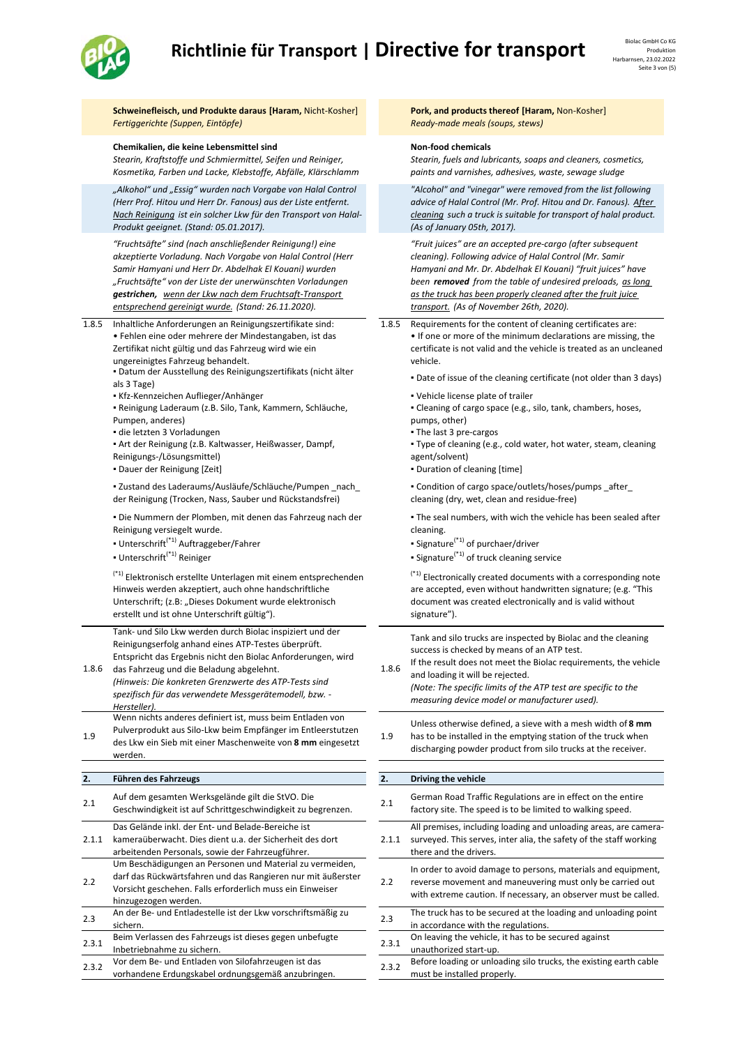**Schweinefleisch, und Produkte daraus [Haram,** Nicht-Kosher]
*Fertiggerichte (Suppen, Eintöpfe)*

**Pork, and products thereof [Haram,** Non-Kosher]
*Ready-made meals (soups, stews)*

**Chemikalien, die keine Lebensmittel sind**
*Stearin, Kraftstoffe und Schmiermittel, Seifen und Reiniger, Kosmetika, Farben und Lacke, Klebstoffe, Abfälle, Klärschlamm*

**Non-food chemicals**
*Stearin, fuels and lubricants, soaps and cleaners, cosmetics, paints and varnishes, adhesives, waste, sewage sludge*

*„Alkohol" und „Essig" wurden nach Vorgabe von Halal Control (Herr Prof. Hitou und Herr Dr. Fanous) aus der Liste entfernt. Nach Reinigung ist ein solcher Lkw für den Transport von Halal-Produkt geeignet. (Stand: 05.01.2017).*

*"Alcohol" and "vinegar" were removed from the list following advice of Halal Control (Mr. Prof. Hitou and Dr. Fanous). After cleaning such a truck is suitable for transport of halal product. (As of January 05th, 2017).*

*"Fruchtsäfte" sind (nach anschließender Reinigung!) eine akzeptierte Vorladung. Nach Vorgabe von Halal Control (Herr Samir Hamyani und Herr Dr. Abdelhak El Kouani) wurden „Fruchtsäfte" von der Liste der unerwünschten Vorladungen* ***gestrichen,*** *wenn der Lkw nach dem Fruchtsaft-Transport entsprechend gereinigt wurde. (Stand: 26.11.2020).*

*"Fruit juices" are an accepted pre-cargo (after subsequent cleaning). Following advice of Halal Control (Mr. Samir Hamyani and Mr. Dr. Abdelhak El Kouani) "fruit juices" have been* ***removed*** *from the table of undesired preloads, as long as the truck has been properly cleaned after the fruit juice transport. (As of November 26th, 2020).*

| | Deutsch | | English |
|---|---|---|---|
| 1.8.5 | Inhaltliche Anforderungen an Reinigungszertifikate sind:<br>• Fehlen eine oder mehrere der Mindestangaben, ist das Zertifikat nicht gültig und das Fahrzeug wird wie ein ungereinigtes Fahrzeug behandelt.<br>▪ Datum der Ausstellung des Reinigungszertifikats (nicht älter als 3 Tage)<br>▪ Kfz-Kennzeichen Auflieger/Anhänger<br>▪ Reinigung Laderaum (z.B. Silo, Tank, Kammern, Schläuche, Pumpen, anderes)<br>▪ die letzten 3 Vorladungen<br>▪ Art der Reinigung (z.B. Kaltwasser, Heißwasser, Dampf, Reinigungs-/Lösungsmittel)<br>▪ Dauer der Reinigung [Zeit]<br>▪ Zustand des Laderaums/Ausläufe/Schläuche/Pumpen _nach_ der Reinigung (Trocken, Nass, Sauber und Rückstandsfrei)<br>▪ Die Nummern der Plomben, mit denen das Fahrzeug nach der Reinigung versiegelt wurde.<br>▪ Unterschrift[*1] Auftraggeber/Fahrer<br>▪ Unterschrift[*1] Reiniger<br>[*1] Elektronisch erstellte Unterlagen mit einem entsprechenden Hinweis werden akzeptiert, auch ohne handschriftliche Unterschrift; (z.B: „Dieses Dokument wurde elektronisch erstellt und ist ohne Unterschrift gültig"). | 1.8.5 | Requirements for the content of cleaning certificates are:<br>• If one or more of the minimum declarations are missing, the certificate is not valid and the vehicle is treated as an uncleaned vehicle.<br>▪ Date of issue of the cleaning certificate (not older than 3 days)<br>▪ Vehicle license plate of trailer<br>▪ Cleaning of cargo space (e.g., silo, tank, chambers, hoses, pumps, other)<br>▪ The last 3 pre-cargos<br>▪ Type of cleaning (e.g., cold water, hot water, steam, cleaning agent/solvent)<br>▪ Duration of cleaning [time]<br>▪ Condition of cargo space/outlets/hoses/pumps _after_ cleaning (dry, wet, clean and residue-free)<br>▪ The seal numbers, with wich the vehicle has been sealed after cleaning.<br>▪ Signature[*1] of purchaer/driver<br>▪ Signature[*1] of truck cleaning service<br>[*1] Electronically created documents with a corresponding note are accepted, even without handwritten signature; (e.g. "This document was created electronically and is valid without signature"). |
| 1.8.6 | Tank- und Silo Lkw werden durch Biolac inspiziert und der Reinigungserfolg anhand eines ATP-Testes überprüft. Entspricht das Ergebnis nicht den Biolac Anforderungen, wird das Fahrzeug und die Beladung abgelehnt.<br>*(Hinweis: Die konkreten Grenzwerte des ATP-Tests sind spezifisch für das verwendete Messgerätemodell, bzw. -Hersteller).* | 1.8.6 | Tank and silo trucks are inspected by Biolac and the cleaning success is checked by means of an ATP test.<br>If the result does not meet the Biolac requirements, the vehicle and loading it will be rejected.<br>*(Note: The specific limits of the ATP test are specific to the measuring device model or manufacturer used).* |
| 1.9 | Wenn nichts anderes definiert ist, muss beim Entladen von Pulverprodukt aus Silo-Lkw beim Empfänger im Entleerstutzen des Lkw ein Sieb mit einer Maschenweite von **8 mm** eingesetzt werden. | 1.9 | Unless otherwise defined, a sieve with a mesh width of **8 mm** has to be installed in the emptying station of the truck when discharging powder product from silo trucks at the receiver. |
| **2.** | **Führen des Fahrzeugs** | **2.** | **Driving the vehicle** |
| 2.1 | Auf dem gesamten Werksgelände gilt die StVO. Die Geschwindigkeit ist auf Schrittgeschwindigkeit zu begrenzen. | 2.1 | German Road Traffic Regulations are in effect on the entire factory site. The speed is to be limited to walking speed. |
| 2.1.1 | Das Gelände inkl. der Ent- und Belade-Bereiche ist kameraüberwacht. Dies dient u.a. der Sicherheit des dort arbeitenden Personals, sowie der Fahrzeugführer. | 2.1.1 | All premises, including loading and unloading areas, are camera-surveyed. This serves, inter alia, the safety of the staff working there and the drivers. |
| 2.2 | Um Beschädigungen an Personen und Material zu vermeiden, darf das Rückwärtsfahren und das Rangieren nur mit äußerster Vorsicht geschehen. Falls erforderlich muss ein Einweiser hinzugezogen werden. | 2.2 | In order to avoid damage to persons, materials and equipment, reverse movement and maneuvering must only be carried out with extreme caution. If necessary, an observer must be called. |
| 2.3 | An der Be- und Entladestelle ist der Lkw vorschriftsmäßig zu sichern. | 2.3 | The truck has to be secured at the loading and unloading point in accordance with the regulations. |
| 2.3.1 | Beim Verlassen des Fahrzeugs ist dieses gegen unbefugte Inbetriebnahme zu sichern. | 2.3.1 | On leaving the vehicle, it has to be secured against unauthorized start-up. |
| 2.3.2 | Vor dem Be- und Entladen von Silofahrzeugen ist das vorhandene Erdungskabel ordnungsgemäß anzubringen. | 2.3.2 | Before loading or unloading silo trucks, the existing earth cable must be installed properly. |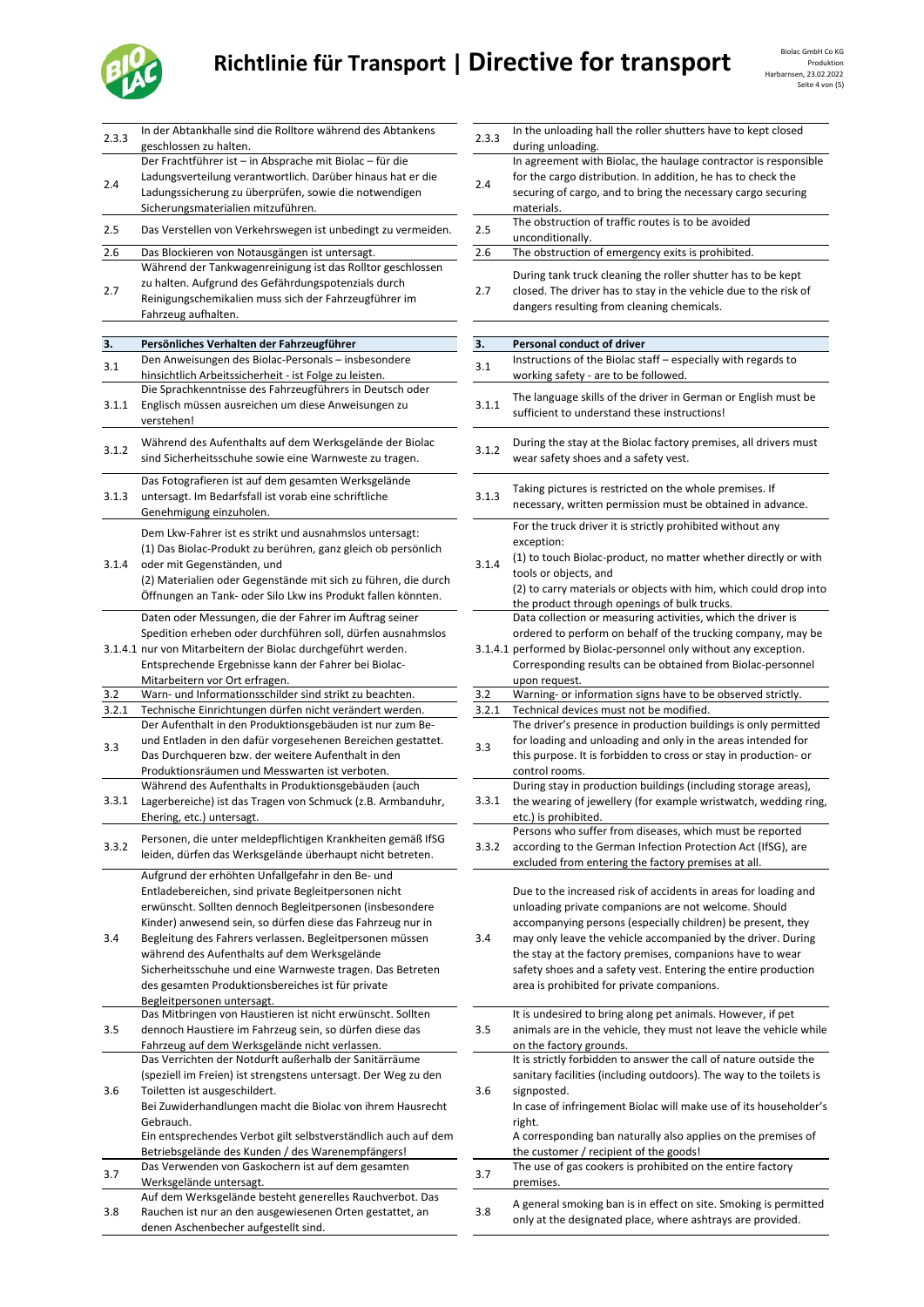| | | | | |
|---|---|---|---|---|
| 2.3.3 | In der Abtankhalle sind die Rolltore während des Abtankens geschlossen zu halten. | | 2.3.3 | In the unloading hall the roller shutters have to kept closed during unloading. |
| 2.4 | Der Frachtführer ist – in Absprache mit Biolac – für die Ladungsverteilung verantwortlich. Darüber hinaus hat er die Ladungssicherung zu überprüfen, sowie die notwendigen Sicherungsmaterialien mitzuführen. | | 2.4 | In agreement with Biolac, the haulage contractor is responsible for the cargo distribution. In addition, he has to check the securing of cargo, and to bring the necessary cargo securing materials. |
| 2.5 | Das Verstellen von Verkehrswegen ist unbedingt zu vermeiden. | | 2.5 | The obstruction of traffic routes is to be avoided unconditionally. |
| 2.6 | Das Blockieren von Notausgängen ist untersagt. | | 2.6 | The obstruction of emergency exits is prohibited. |
| 2.7 | Während der Tankwagenreinigung ist das Rolltor geschlossen zu halten. Aufgrund des Gefährdungspotenzials durch Reinigungschemikalien muss sich der Fahrzeugführer im Fahrzeug aufhalten. | | 2.7 | During tank truck cleaning the roller shutter has to be kept closed. The driver has to stay in the vehicle due to the risk of dangers resulting from cleaning chemicals. |
| **3.** | **Persönliches Verhalten der Fahrzeugführer** | | **3.** | **Personal conduct of driver** |
| 3.1 | Den Anweisungen des Biolac-Personals – insbesondere hinsichtlich Arbeitssicherheit - ist Folge zu leisten. | | 3.1 | Instructions of the Biolac staff – especially with regards to working safety - are to be followed. |
| 3.1.1 | Die Sprachkenntnisse des Fahrzeugführers in Deutsch oder Englisch müssen ausreichen um diese Anweisungen zu verstehen! | | 3.1.1 | The language skills of the driver in German or English must be sufficient to understand these instructions! |
| 3.1.2 | Während des Aufenthalts auf dem Werksgelände der Biolac sind Sicherheitsschuhe sowie eine Warnweste zu tragen. | | 3.1.2 | During the stay at the Biolac factory premises, all drivers must wear safety shoes and a safety vest. |
| 3.1.3 | Das Fotografieren ist auf dem gesamten Werksgelände untersagt. Im Bedarfsfall ist vorab eine schriftliche Genehmigung einzuholen. | | 3.1.3 | Taking pictures is restricted on the whole premises. If necessary, written permission must be obtained in advance. |
| 3.1.4 | Dem Lkw-Fahrer ist es strikt und ausnahmslos untersagt:<br>(1) Das Biolac-Produkt zu berühren, ganz gleich ob persönlich oder mit Gegenständen, und<br>(2) Materialien oder Gegenstände mit sich zu führen, die durch Öffnungen an Tank- oder Silo Lkw ins Produkt fallen könnten. | | 3.1.4 | For the truck driver it is strictly prohibited without any exception:<br>(1) to touch Biolac-product, no matter whether directly or with tools or objects, and<br>(2) to carry materials or objects with him, which could drop into the product through openings of bulk trucks. |
| 3.1.4.1 | Daten oder Messungen, die der Fahrer im Auftrag seiner Spedition erheben oder durchführen soll, dürfen ausnahmslos nur von Mitarbeitern der Biolac durchgeführt werden. Entsprechende Ergebnisse kann der Fahrer bei Biolac-Mitarbeitern vor Ort erfragen. | | 3.1.4.1 | Data collection or measuring activities, which the driver is ordered to perform on behalf of the trucking company, may be performed by Biolac-personnel only without any exception. Corresponding results can be obtained from Biolac-personnel upon request. |
| 3.2 | Warn- und Informationsschilder sind strikt zu beachten. | | 3.2 | Warning- or information signs have to be observed strictly. |
| 3.2.1 | Technische Einrichtungen dürfen nicht verändert werden. | | 3.2.1 | Technical devices must not be modified. |
| 3.3 | Der Aufenthalt in den Produktionsgebäuden ist nur zum Be- und Entladen in den dafür vorgesehenen Bereichen gestattet. Das Durchqueren bzw. der weitere Aufenthalt in den Produktionsräumen und Messwarten ist verboten. | | 3.3 | The driver's presence in production buildings is only permitted for loading and unloading and only in the areas intended for this purpose. It is forbidden to cross or stay in production- or control rooms. |
| 3.3.1 | Während des Aufenthalts in Produktionsgebäuden (auch Lagerbereiche) ist das Tragen von Schmuck (z.B. Armbanduhr, Ehering, etc.) untersagt. | | 3.3.1 | During stay in production buildings (including storage areas), the wearing of jewellery (for example wristwatch, wedding ring, etc.) is prohibited. |
| 3.3.2 | Personen, die unter meldepflichtigen Krankheiten gemäß IfSG leiden, dürfen das Werksgelände überhaupt nicht betreten. | | 3.3.2 | Persons who suffer from diseases, which must be reported according to the German Infection Protection Act (IfSG), are excluded from entering the factory premises at all. |
| 3.4 | Aufgrund der erhöhten Unfallgefahr in den Be- und Entladebereichen, sind private Begleitpersonen nicht erwünscht. Sollten dennoch Begleitpersonen (insbesondere Kinder) anwesend sein, so dürfen diese das Fahrzeug nur in Begleitung des Fahrers verlassen. Begleitpersonen müssen während des Aufenthalts auf dem Werksgelände Sicherheitsschuhe und eine Warnweste tragen. Das Betreten des gesamten Produktionsbereiches ist für private Begleitpersonen untersagt. | | 3.4 | Due to the increased risk of accidents in areas for loading and unloading private companions are not welcome. Should accompanying persons (especially children) be present, they may only leave the vehicle accompanied by the driver. During the stay at the factory premises, companions have to wear safety shoes and a safety vest. Entering the entire production area is prohibited for private companions. |
| 3.5 | Das Mitbringen von Haustieren ist nicht erwünscht. Sollten dennoch Haustiere im Fahrzeug sein, so dürfen diese das Fahrzeug auf dem Werksgelände nicht verlassen. | | 3.5 | It is undesired to bring along pet animals. However, if pet animals are in the vehicle, they must not leave the vehicle while on the factory grounds. |
| 3.6 | Das Verrichten der Notdurft außerhalb der Sanitärräume (speziell im Freien) ist strengstens untersagt. Der Weg zu den Toiletten ist ausgeschildert.<br>Bei Zuwiderhandlungen macht die Biolac von ihrem Hausrecht Gebrauch.<br>Ein entsprechendes Verbot gilt selbstverständlich auch auf dem Betriebsgelände des Kunden / des Warenempfängers! | | 3.6 | It is strictly forbidden to answer the call of nature outside the sanitary facilities (including outdoors). The way to the toilets is signposted.<br>In case of infringement Biolac will make use of its householder's right.<br>A corresponding ban naturally also applies on the premises of the customer / recipient of the goods! |
| 3.7 | Das Verwenden von Gaskochern ist auf dem gesamten Werksgelände untersagt. | | 3.7 | The use of gas cookers is prohibited on the entire factory premises. |
| 3.8 | Auf dem Werksgelände besteht generelles Rauchverbot. Das Rauchen ist nur an den ausgewiesenen Orten gestattet, an denen Aschenbecher aufgestellt sind. | | 3.8 | A general smoking ban is in effect on site. Smoking is permitted only at the designated place, where ashtrays are provided. |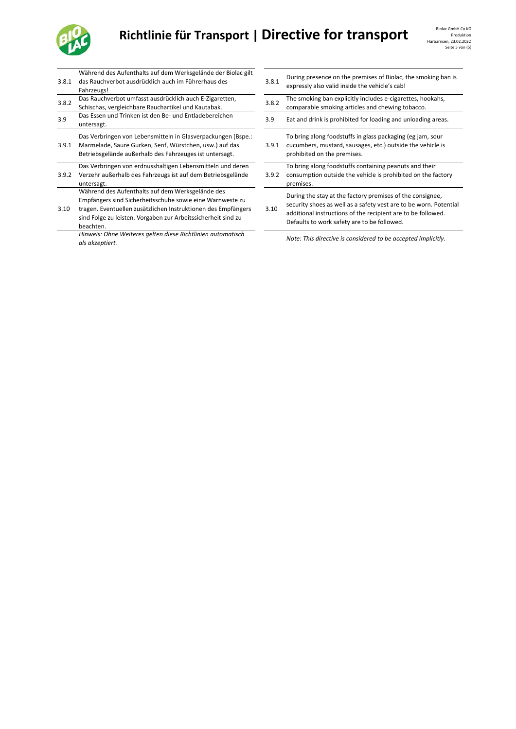| | | | |
|---|---|---|---|
| 3.8.1 | Während des Aufenthalts auf dem Werksgelände der Biolac gilt das Rauchverbot ausdrücklich auch im Führerhaus des Fahrzeugs! | 3.8.1 | During presence on the premises of Biolac, the smoking ban is expressly also valid inside the vehicle's cab! |
| 3.8.2 | Das Rauchverbot umfasst ausdrücklich auch E-Zigaretten, Schischas, vergleichbare Rauchartikel und Kautabak. | 3.8.2 | The smoking ban explicitly includes e-cigarettes, hookahs, comparable smoking articles and chewing tobacco. |
| 3.9 | Das Essen und Trinken ist den Be- und Entladebereichen untersagt. | 3.9 | Eat and drink is prohibited for loading and unloading areas. |
| 3.9.1 | Das Verbringen von Lebensmitteln in Glasverpackungen (Bspe.: Marmelade, Saure Gurken, Senf, Würstchen, usw.) auf das Betriebsgelände außerhalb des Fahrzeuges ist untersagt. | 3.9.1 | To bring along foodstuffs in glass packaging (eg jam, sour cucumbers, mustard, sausages, etc.) outside the vehicle is prohibited on the premises. |
| 3.9.2 | Das Verbringen von erdnusshaltigen Lebensmitteln und deren Verzehr außerhalb des Fahrzeugs ist auf dem Betriebsgelände untersagt. | 3.9.2 | To bring along foodstuffs containing peanuts and their consumption outside the vehicle is prohibited on the factory premises. |
| 3.10 | Während des Aufenthalts auf dem Werksgelände des Empfängers sind Sicherheitsschuhe sowie eine Warnweste zu tragen. Eventuellen zusätzlichen Instruktionen des Empfängers sind Folge zu leisten. Vorgaben zur Arbeitssicherheit sind zu beachten. | 3.10 | During the stay at the factory premises of the consignee, security shoes as well as a safety vest are to be worn. Potential additional instructions of the recipient are to be followed. Defaults to work safety are to be followed. |
| | *Hinweis: Ohne Weiteres gelten diese Richtlinien automatisch als akzeptiert.* | | *Note: This directive is considered to be accepted implicitly.* |